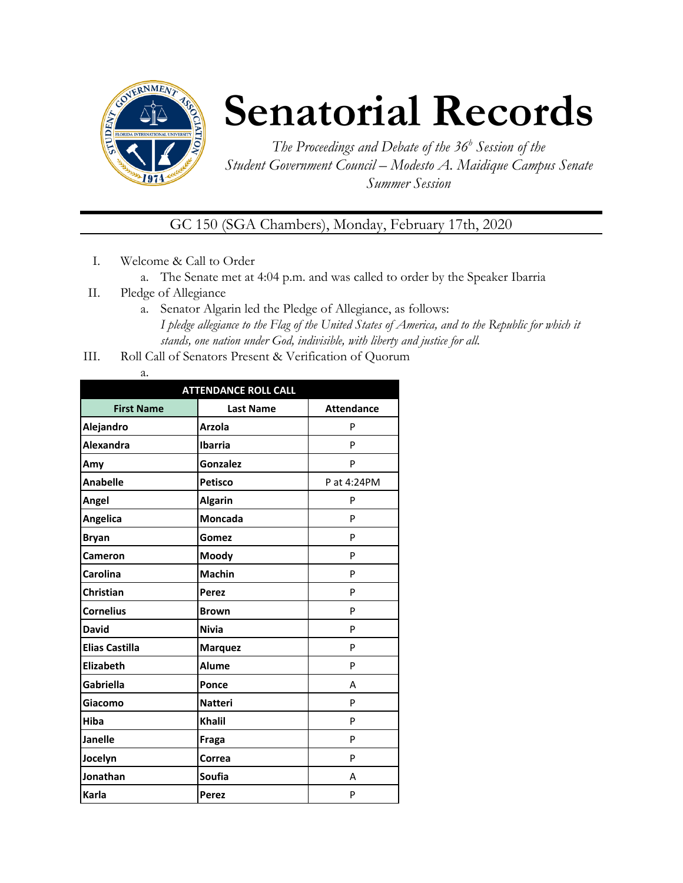# Senatorial Records

*The Proceedings and Debate of the 36[b] Session of the Student Government Council – Modesto A. Maidique Campus Senate Summer Session*

GC 150 (SGA Chambers), Monday, February 17th, 2020

I. Welcome & Call to Order
   a. The Senate met at 4:04 p.m. and was called to order by the Speaker Ibarria

II. Pledge of Allegiance
   a. Senator Algarin led the Pledge of Allegiance, as follows:
   *I pledge allegiance to the Flag of the United States of America, and to the Republic for which it stands, one nation under God, indivisible, with liberty and justice for all.*

III. Roll Call of Senators Present & Verification of Quorum
   a.

| ATTENDANCE ROLL CALL | | |
|---|---|---|
| **First Name** | **Last Name** | **Attendance** |
| **Alejandro** | **Arzola** | P |
| **Alexandra** | **Ibarria** | P |
| **Amy** | **Gonzalez** | P |
| **Anabelle** | **Petisco** | P at 4:24PM |
| **Angel** | **Algarin** | P |
| **Angelica** | **Moncada** | P |
| **Bryan** | **Gomez** | P |
| **Cameron** | **Moody** | P |
| **Carolina** | **Machin** | P |
| **Christian** | **Perez** | P |
| **Cornelius** | **Brown** | P |
| **David** | **Nivia** | P |
| **Elias Castilla** | **Marquez** | P |
| **Elizabeth** | **Alume** | P |
| **Gabriella** | **Ponce** | A |
| **Giacomo** | **Natteri** | P |
| **Hiba** | **Khalil** | P |
| **Janelle** | **Fraga** | P |
| **Jocelyn** | **Correa** | P |
| **Jonathan** | **Soufia** | A |
| **Karla** | **Perez** | P |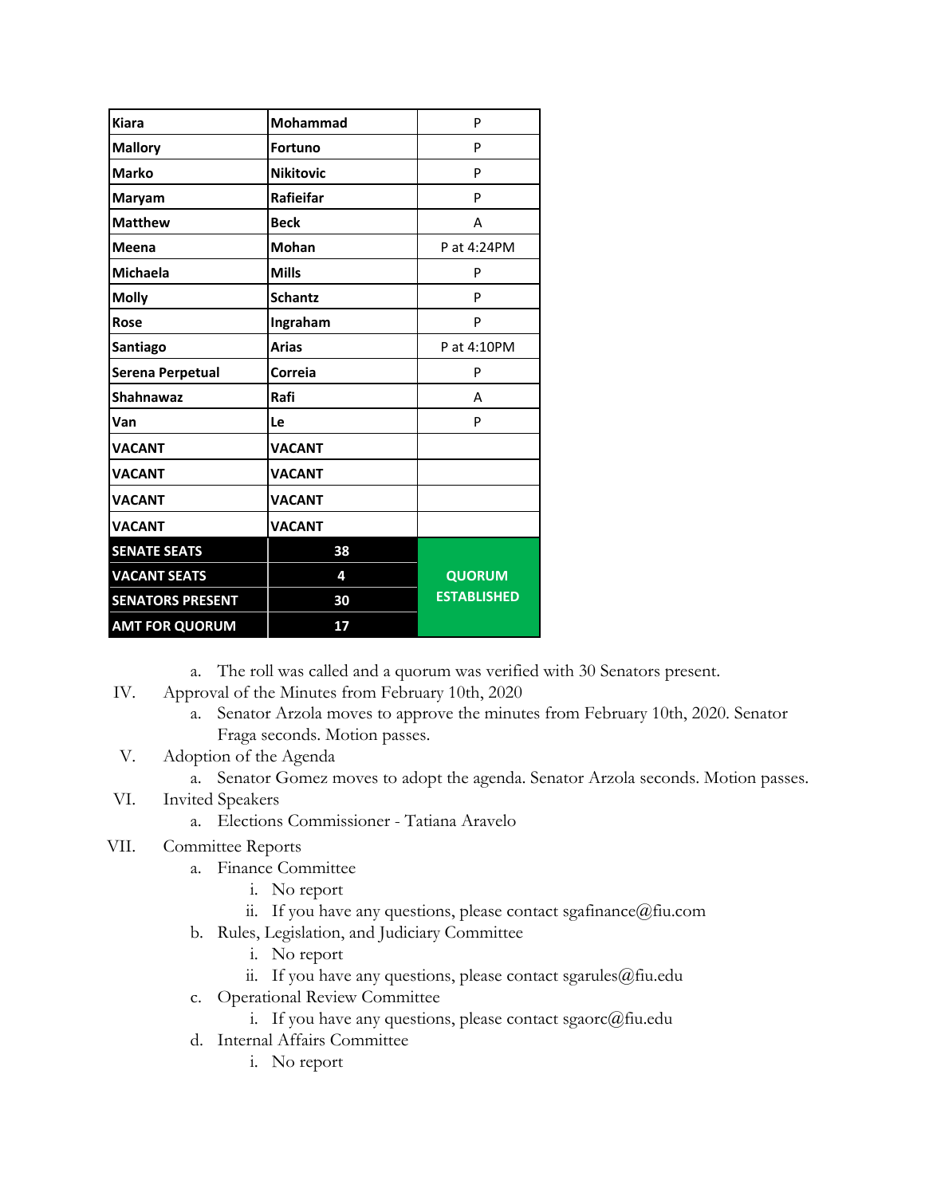| Kiara | Mohammad | P |
|---|---|---|
| Mallory | Fortuno | P |
| Marko | Nikitovic | P |
| Maryam | Rafieifar | P |
| Matthew | Beck | A |
| Meena | Mohan | P at 4:24PM |
| Michaela | Mills | P |
| Molly | Schantz | P |
| Rose | Ingraham | P |
| Santiago | Arias | P at 4:10PM |
| Serena Perpetual | Correia | P |
| Shahnawaz | Rafi | A |
| Van | Le | P |
| VACANT | VACANT | |
| VACANT | VACANT | |
| VACANT | VACANT | |
| VACANT | VACANT | |
| **SENATE SEATS** | **38** | **QUORUM ESTABLISHED** |
| **VACANT SEATS** | **4** | |
| **SENATORS PRESENT** | **30** | |
| **AMT FOR QUORUM** | **17** | |

a. The roll was called and a quorum was verified with 30 Senators present.

IV. Approval of the Minutes from February 10th, 2020
  a. Senator Arzola moves to approve the minutes from February 10th, 2020. Senator Fraga seconds. Motion passes.

V. Adoption of the Agenda
  a. Senator Gomez moves to adopt the agenda. Senator Arzola seconds. Motion passes.

VI. Invited Speakers
  a. Elections Commissioner - Tatiana Aravelo

VII. Committee Reports
  a. Finance Committee
    i. No report
    ii. If you have any questions, please contact sgafinance@fiu.com
  b. Rules, Legislation, and Judiciary Committee
    i. No report
    ii. If you have any questions, please contact sgarules@fiu.edu
  c. Operational Review Committee
    i. If you have any questions, please contact sgaorc@fiu.edu
  d. Internal Affairs Committee
    i. No report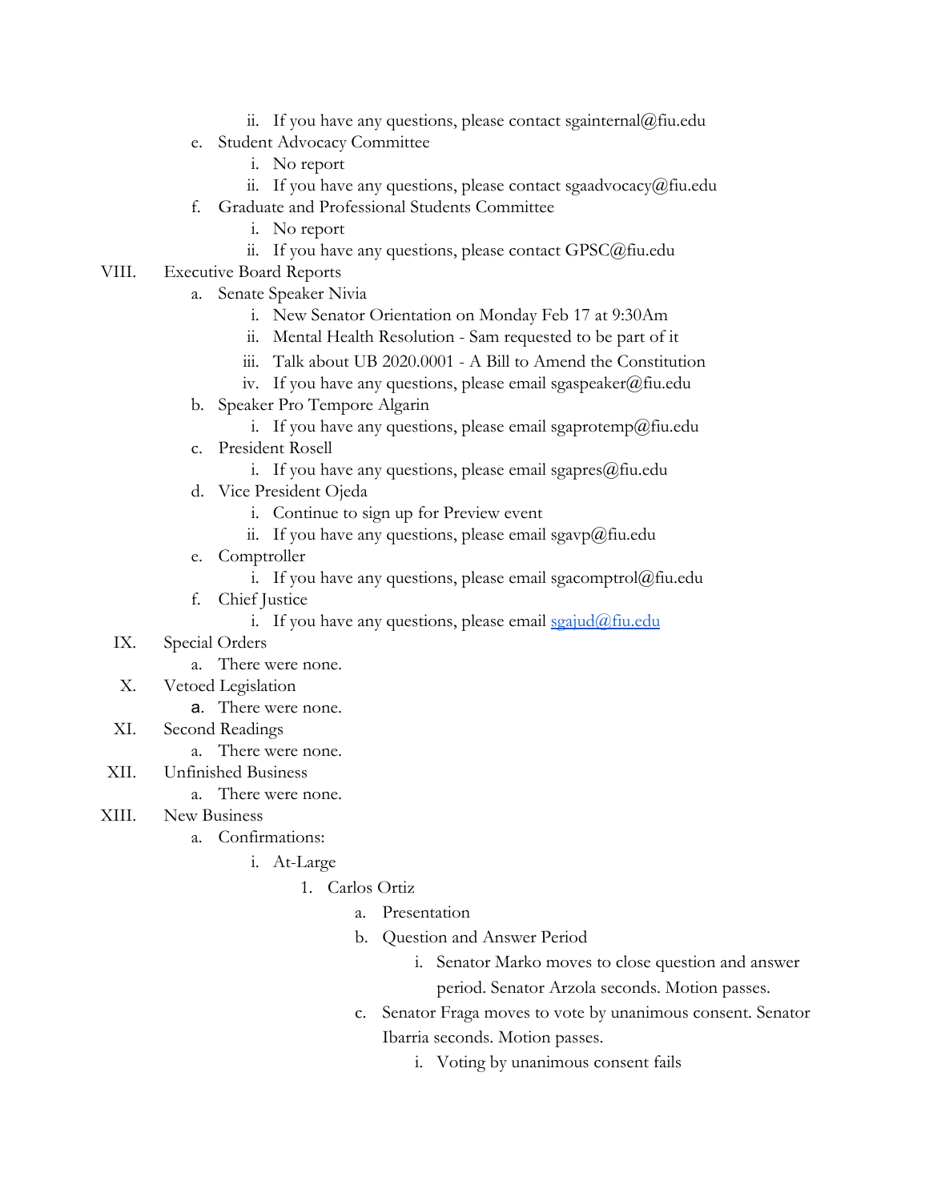ii. If you have any questions, please contact sgainternal@fiu.edu
    e. Student Advocacy Committee
        i. No report
        ii. If you have any questions, please contact sgaadvocacy@fiu.edu
    f. Graduate and Professional Students Committee
        i. No report
        ii. If you have any questions, please contact GPSC@fiu.edu

VIII. Executive Board Reports
    a. Senate Speaker Nivia
        i. New Senator Orientation on Monday Feb 17 at 9:30Am
        ii. Mental Health Resolution - Sam requested to be part of it
        iii. Talk about UB 2020.0001 - A Bill to Amend the Constitution
        iv. If you have any questions, please email sgaspeaker@fiu.edu
    b. Speaker Pro Tempore Algarin
        i. If you have any questions, please email sgaprotemp@fiu.edu
    c. President Rosell
        i. If you have any questions, please email sgapres@fiu.edu
    d. Vice President Ojeda
        i. Continue to sign up for Preview event
        ii. If you have any questions, please email sgavp@fiu.edu
    e. Comptroller
        i. If you have any questions, please email sgacomptrol@fiu.edu
    f. Chief Justice
        i. If you have any questions, please email sgajud@fiu.edu

IX. Special Orders
    a. There were none.

X. Vetoed Legislation
    a. There were none.

XI. Second Readings
    a. There were none.

XII. Unfinished Business
    a. There were none.

XIII. New Business
    a. Confirmations:
        i. At-Large
            1. Carlos Ortiz
                a. Presentation
                b. Question and Answer Period
                    i. Senator Marko moves to close question and answer period. Senator Arzola seconds. Motion passes.
                c. Senator Fraga moves to vote by unanimous consent. Senator Ibarria seconds. Motion passes.
                    i. Voting by unanimous consent fails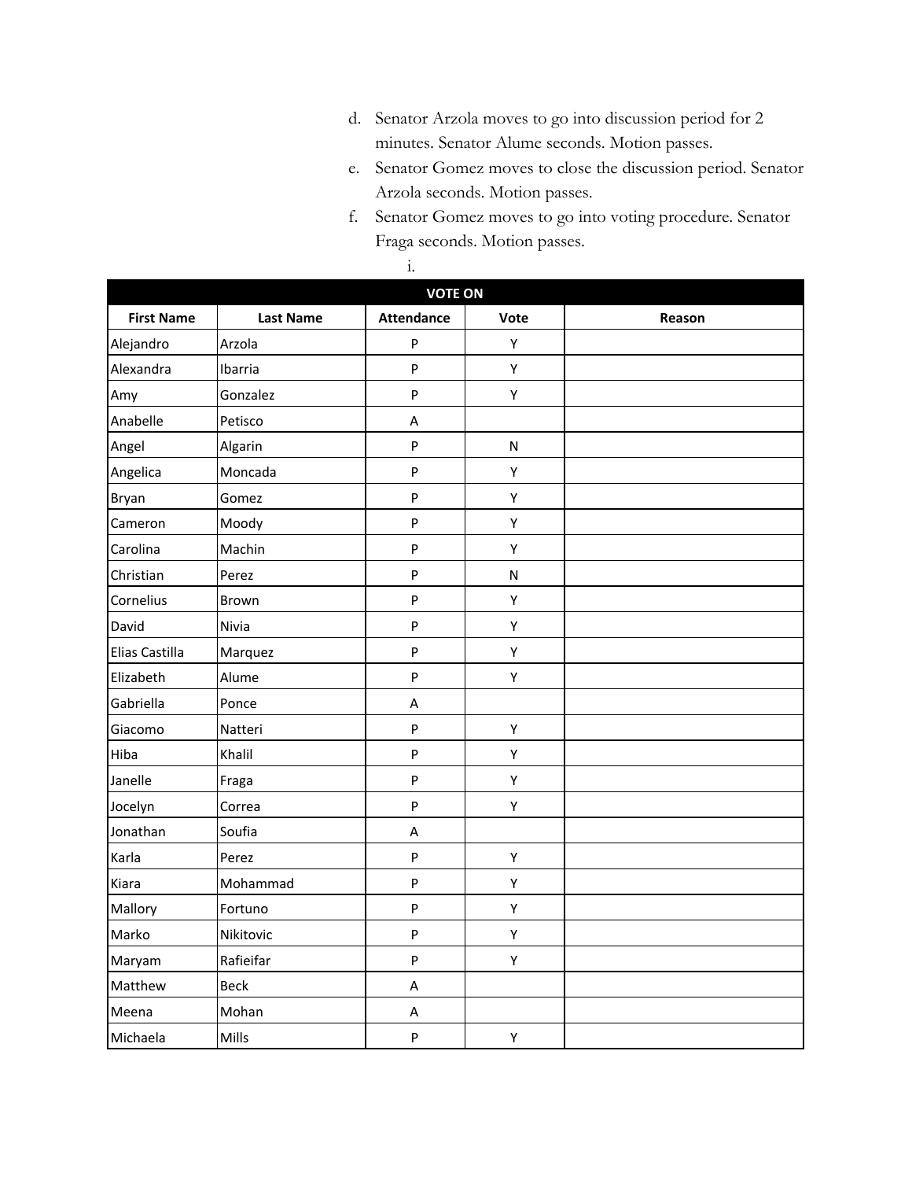d. Senator Arzola moves to go into discussion period for 2 minutes. Senator Alume seconds. Motion passes.

e. Senator Gomez moves to close the discussion period. Senator Arzola seconds. Motion passes.

f. Senator Gomez moves to go into voting procedure. Senator Fraga seconds. Motion passes.

i.

| VOTE ON | | | | |
|---|---|---|---|---|
| **First Name** | **Last Name** | **Attendance** | **Vote** | **Reason** |
| Alejandro | Arzola | P | Y | |
| Alexandra | Ibarria | P | Y | |
| Amy | Gonzalez | P | Y | |
| Anabelle | Petisco | A | | |
| Angel | Algarin | P | N | |
| Angelica | Moncada | P | Y | |
| Bryan | Gomez | P | Y | |
| Cameron | Moody | P | Y | |
| Carolina | Machin | P | Y | |
| Christian | Perez | P | N | |
| Cornelius | Brown | P | Y | |
| David | Nivia | P | Y | |
| Elias Castilla | Marquez | P | Y | |
| Elizabeth | Alume | P | Y | |
| Gabriella | Ponce | A | | |
| Giacomo | Natteri | P | Y | |
| Hiba | Khalil | P | Y | |
| Janelle | Fraga | P | Y | |
| Jocelyn | Correa | P | Y | |
| Jonathan | Soufia | A | | |
| Karla | Perez | P | Y | |
| Kiara | Mohammad | P | Y | |
| Mallory | Fortuno | P | Y | |
| Marko | Nikitovic | P | Y | |
| Maryam | Rafieifar | P | Y | |
| Matthew | Beck | A | | |
| Meena | Mohan | A | | |
| Michaela | Mills | P | Y | |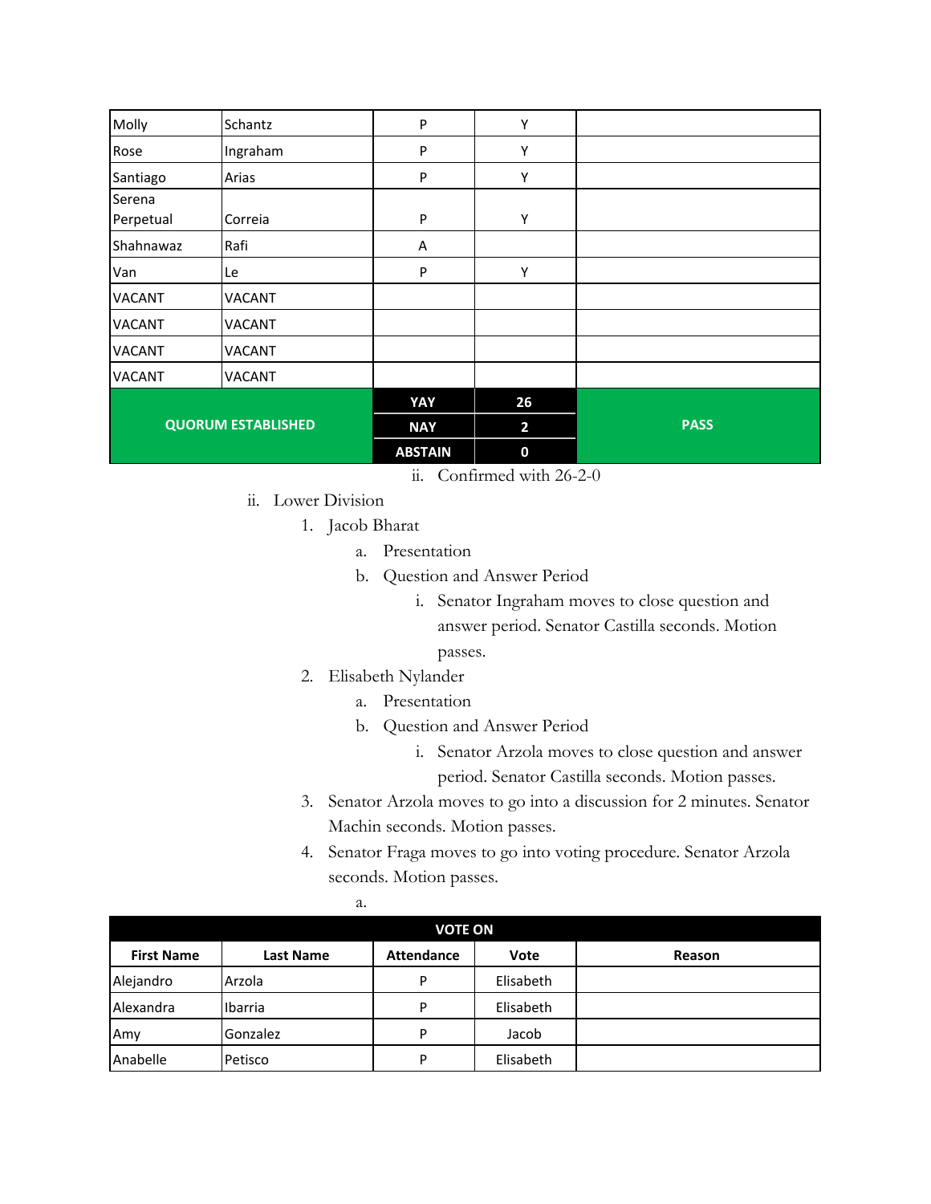| Molly | Schantz | P | Y | |
|---|---|---|---|---|
| Rose | Ingraham | P | Y | |
| Santiago | Arias | P | Y | |
| Serena Perpetual | Correia | P | Y | |
| Shahnawaz | Rafi | A | | |
| Van | Le | P | Y | |
| VACANT | VACANT | | | |
| VACANT | VACANT | | | |
| VACANT | VACANT | | | |
| VACANT | VACANT | | | |
| **QUORUM ESTABLISHED** | | **YAY** | **26** | **PASS** |
| | | **NAY** | **2** | |
| | | **ABSTAIN** | **0** | |

ii. Confirmed with 26-2-0

ii. Lower Division

1. Jacob Bharat
    a. Presentation
    b. Question and Answer Period
        i. Senator Ingraham moves to close question and answer period. Senator Castilla seconds. Motion passes.
2. Elisabeth Nylander
    a. Presentation
    b. Question and Answer Period
        i. Senator Arzola moves to close question and answer period. Senator Castilla seconds. Motion passes.
3. Senator Arzola moves to go into a discussion for 2 minutes. Senator Machin seconds. Motion passes.
4. Senator Fraga moves to go into voting procedure. Senator Arzola seconds. Motion passes.
    a.

| **VOTE ON** | | | | |
|---|---|---|---|---|
| **First Name** | **Last Name** | **Attendance** | **Vote** | **Reason** |
| Alejandro | Arzola | P | Elisabeth | |
| Alexandra | Ibarria | P | Elisabeth | |
| Amy | Gonzalez | P | Jacob | |
| Anabelle | Petisco | P | Elisabeth | |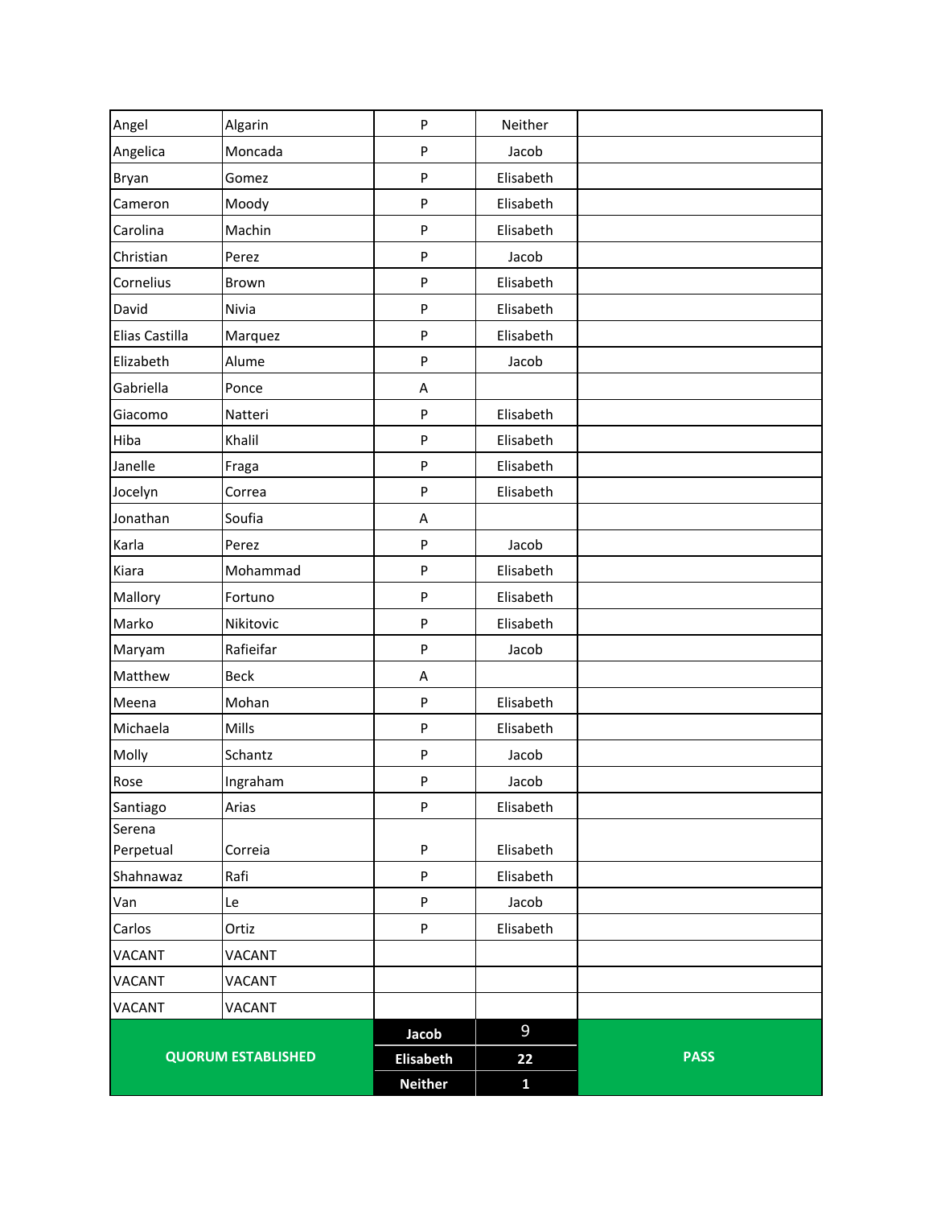| | | | | |
|---|---|---|---|---|
| Angel | Algarin | P | Neither | |
| Angelica | Moncada | P | Jacob | |
| Bryan | Gomez | P | Elisabeth | |
| Cameron | Moody | P | Elisabeth | |
| Carolina | Machin | P | Elisabeth | |
| Christian | Perez | P | Jacob | |
| Cornelius | Brown | P | Elisabeth | |
| David | Nivia | P | Elisabeth | |
| Elias Castilla | Marquez | P | Elisabeth | |
| Elizabeth | Alume | P | Jacob | |
| Gabriella | Ponce | A | | |
| Giacomo | Natteri | P | Elisabeth | |
| Hiba | Khalil | P | Elisabeth | |
| Janelle | Fraga | P | Elisabeth | |
| Jocelyn | Correa | P | Elisabeth | |
| Jonathan | Soufia | A | | |
| Karla | Perez | P | Jacob | |
| Kiara | Mohammad | P | Elisabeth | |
| Mallory | Fortuno | P | Elisabeth | |
| Marko | Nikitovic | P | Elisabeth | |
| Maryam | Rafieifar | P | Jacob | |
| Matthew | Beck | A | | |
| Meena | Mohan | P | Elisabeth | |
| Michaela | Mills | P | Elisabeth | |
| Molly | Schantz | P | Jacob | |
| Rose | Ingraham | P | Jacob | |
| Santiago | Arias | P | Elisabeth | |
| Serena Perpetual | Correia | P | Elisabeth | |
| Shahnawaz | Rafi | P | Elisabeth | |
| Van | Le | P | Jacob | |
| Carlos | Ortiz | P | Elisabeth | |
| VACANT | VACANT | | | |
| VACANT | VACANT | | | |
| VACANT | VACANT | | | |
| **QUORUM ESTABLISHED** | | **Jacob** | 9 | **PASS** |
| | | **Elisabeth** | **22** | |
| | | **Neither** | **1** | |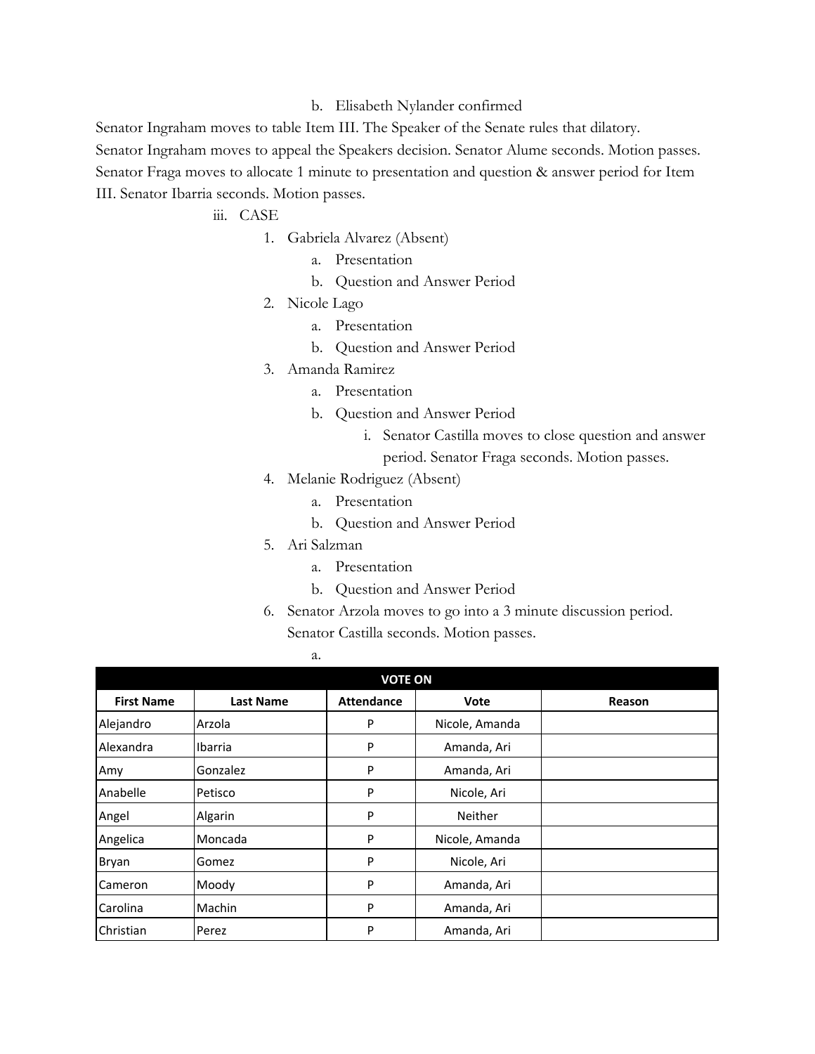b. Elisabeth Nylander confirmed

Senator Ingraham moves to table Item III. The Speaker of the Senate rules that dilatory.

Senator Ingraham moves to appeal the Speakers decision. Senator Alume seconds. Motion passes.

Senator Fraga moves to allocate 1 minute to presentation and question & answer period for Item III. Senator Ibarria seconds. Motion passes.

iii. CASE

1. Gabriela Alvarez (Absent)
    a. Presentation
    b. Question and Answer Period
2. Nicole Lago
    a. Presentation
    b. Question and Answer Period
3. Amanda Ramirez
    a. Presentation
    b. Question and Answer Period
        i. Senator Castilla moves to close question and answer period. Senator Fraga seconds. Motion passes.
4. Melanie Rodriguez (Absent)
    a. Presentation
    b. Question and Answer Period
5. Ari Salzman
    a. Presentation
    b. Question and Answer Period
6. Senator Arzola moves to go into a 3 minute discussion period. Senator Castilla seconds. Motion passes.
    a.

| VOTE ON | | | | |
|---|---|---|---|---|
| **First Name** | **Last Name** | **Attendance** | **Vote** | **Reason** |
| Alejandro | Arzola | P | Nicole, Amanda | |
| Alexandra | Ibarria | P | Amanda, Ari | |
| Amy | Gonzalez | P | Amanda, Ari | |
| Anabelle | Petisco | P | Nicole, Ari | |
| Angel | Algarin | P | Neither | |
| Angelica | Moncada | P | Nicole, Amanda | |
| Bryan | Gomez | P | Nicole, Ari | |
| Cameron | Moody | P | Amanda, Ari | |
| Carolina | Machin | P | Amanda, Ari | |
| Christian | Perez | P | Amanda, Ari | |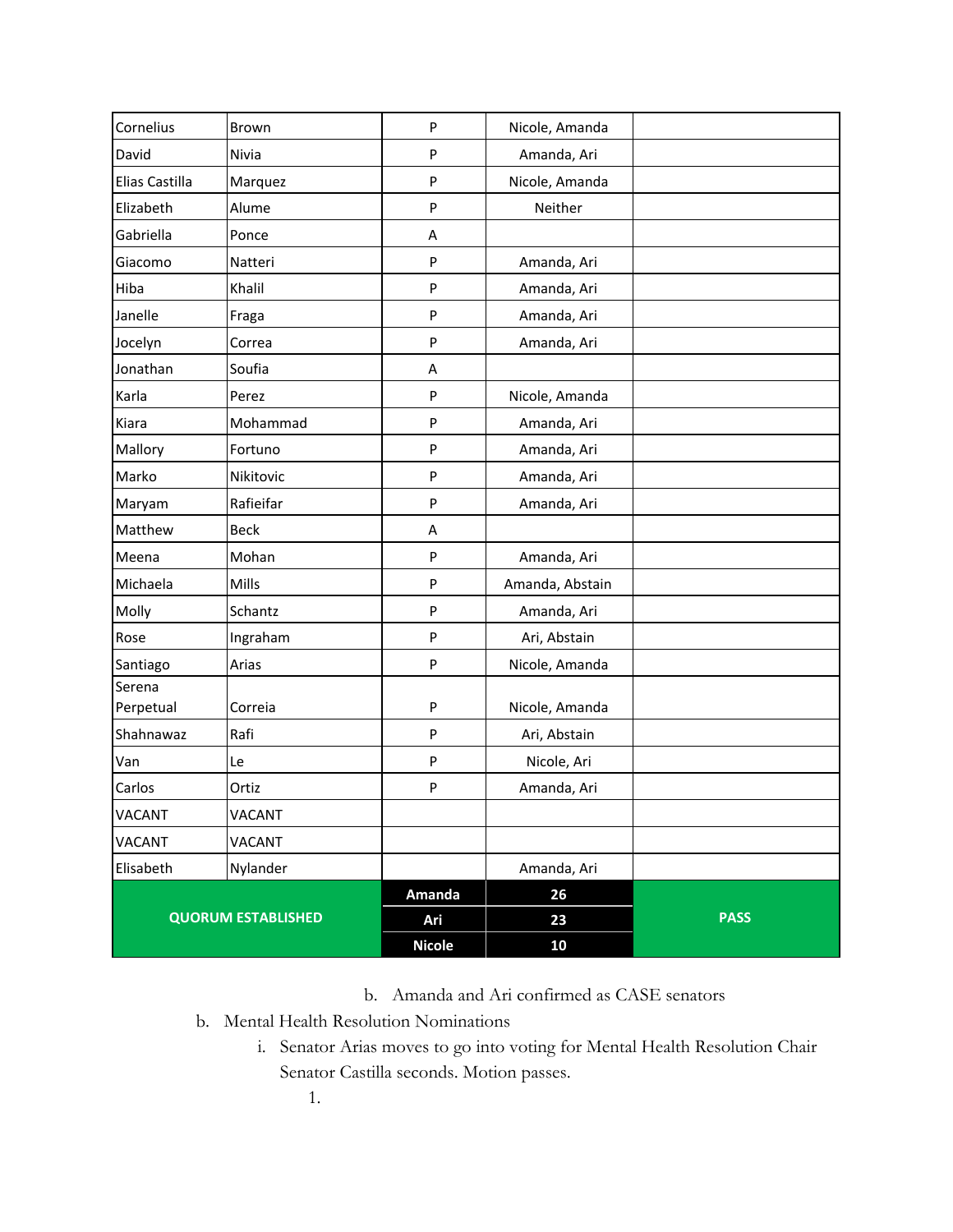| Cornelius | Brown | P | Nicole, Amanda | |
|---|---|---|---|---|
| David | Nivia | P | Amanda, Ari | |
| Elias Castilla | Marquez | P | Nicole, Amanda | |
| Elizabeth | Alume | P | Neither | |
| Gabriella | Ponce | A | | |
| Giacomo | Natteri | P | Amanda, Ari | |
| Hiba | Khalil | P | Amanda, Ari | |
| Janelle | Fraga | P | Amanda, Ari | |
| Jocelyn | Correa | P | Amanda, Ari | |
| Jonathan | Soufia | A | | |
| Karla | Perez | P | Nicole, Amanda | |
| Kiara | Mohammad | P | Amanda, Ari | |
| Mallory | Fortuno | P | Amanda, Ari | |
| Marko | Nikitovic | P | Amanda, Ari | |
| Maryam | Rafieifar | P | Amanda, Ari | |
| Matthew | Beck | A | | |
| Meena | Mohan | P | Amanda, Ari | |
| Michaela | Mills | P | Amanda, Abstain | |
| Molly | Schantz | P | Amanda, Ari | |
| Rose | Ingraham | P | Ari, Abstain | |
| Santiago | Arias | P | Nicole, Amanda | |
| Serena Perpetual | Correia | P | Nicole, Amanda | |
| Shahnawaz | Rafi | P | Ari, Abstain | |
| Van | Le | P | Nicole, Ari | |
| Carlos | Ortiz | P | Amanda, Ari | |
| VACANT | VACANT | | | |
| VACANT | VACANT | | | |
| Elisabeth | Nylander | | Amanda, Ari | |
| **QUORUM ESTABLISHED** | | **Amanda** | **26** | **PASS** |
| | | **Ari** | **23** | |
| | | **Nicole** | **10** | |

b. Amanda and Ari confirmed as CASE senators

b. Mental Health Resolution Nominations

i. Senator Arias moves to go into voting for Mental Health Resolution Chair Senator Castilla seconds. Motion passes.

1.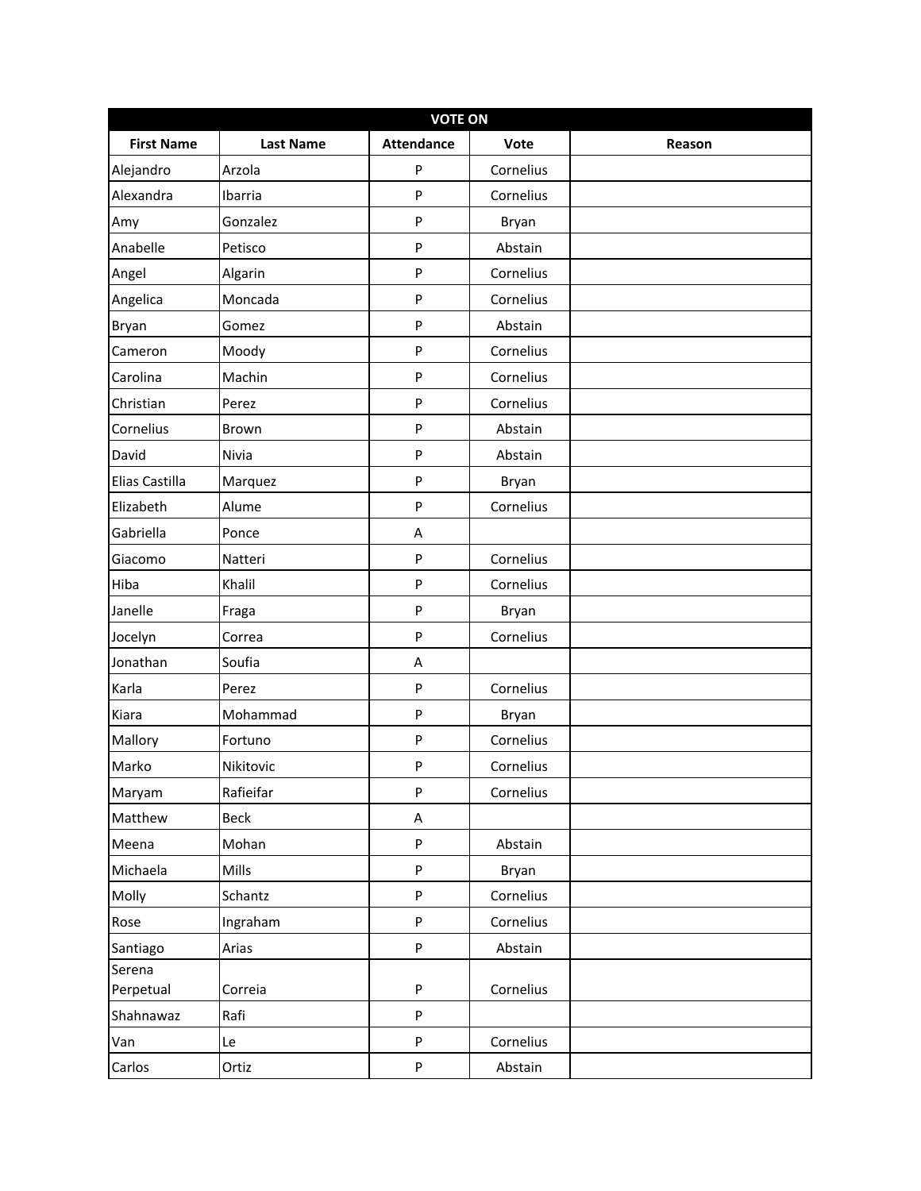| VOTE ON | | | | |
|---|---|---|---|---|
| **First Name** | **Last Name** | **Attendance** | **Vote** | **Reason** |
| Alejandro | Arzola | P | Cornelius | |
| Alexandra | Ibarria | P | Cornelius | |
| Amy | Gonzalez | P | Bryan | |
| Anabelle | Petisco | P | Abstain | |
| Angel | Algarin | P | Cornelius | |
| Angelica | Moncada | P | Cornelius | |
| Bryan | Gomez | P | Abstain | |
| Cameron | Moody | P | Cornelius | |
| Carolina | Machin | P | Cornelius | |
| Christian | Perez | P | Cornelius | |
| Cornelius | Brown | P | Abstain | |
| David | Nivia | P | Abstain | |
| Elias Castilla | Marquez | P | Bryan | |
| Elizabeth | Alume | P | Cornelius | |
| Gabriella | Ponce | A | | |
| Giacomo | Natteri | P | Cornelius | |
| Hiba | Khalil | P | Cornelius | |
| Janelle | Fraga | P | Bryan | |
| Jocelyn | Correa | P | Cornelius | |
| Jonathan | Soufia | A | | |
| Karla | Perez | P | Cornelius | |
| Kiara | Mohammad | P | Bryan | |
| Mallory | Fortuno | P | Cornelius | |
| Marko | Nikitovic | P | Cornelius | |
| Maryam | Rafieifar | P | Cornelius | |
| Matthew | Beck | A | | |
| Meena | Mohan | P | Abstain | |
| Michaela | Mills | P | Bryan | |
| Molly | Schantz | P | Cornelius | |
| Rose | Ingraham | P | Cornelius | |
| Santiago | Arias | P | Abstain | |
| Serena Perpetual | Correia | P | Cornelius | |
| Shahnawaz | Rafi | P | | |
| Van | Le | P | Cornelius | |
| Carlos | Ortiz | P | Abstain | |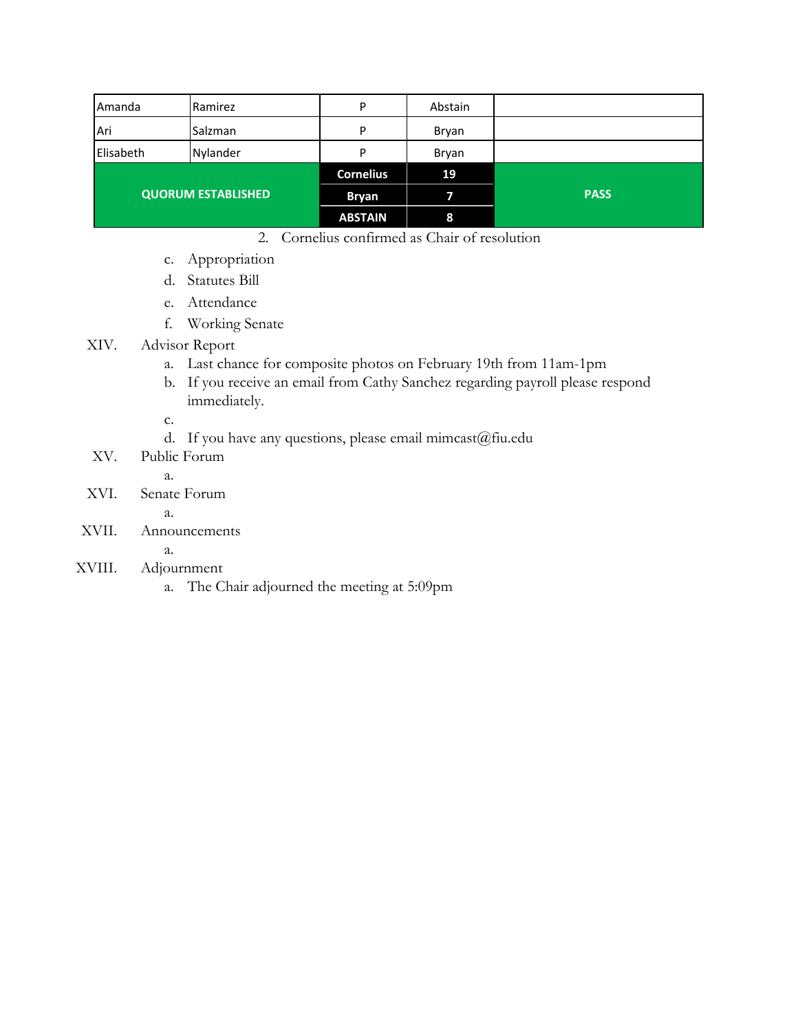| | | | | |
|---|---|---|---|---|
| Amanda | Ramirez | P | Abstain | |
| Ari | Salzman | P | Bryan | |
| Elisabeth | Nylander | P | Bryan | |
| **QUORUM ESTABLISHED** | | **Cornelius** | **19** | **PASS** |
| | | **Bryan** | **7** | |
| | | **ABSTAIN** | **8** | |

2. Cornelius confirmed as Chair of resolution

c. Appropriation

d. Statutes Bill

e. Attendance

f. Working Senate

XIV. Advisor Report

a. Last chance for composite photos on February 19th from 11am-1pm

b. If you receive an email from Cathy Sanchez regarding payroll please respond immediately.

c.

d. If you have any questions, please email mimcast@fiu.edu

XV. Public Forum

a.

XVI. Senate Forum

a.

XVII. Announcements

a.

XVIII. Adjournment

a. The Chair adjourned the meeting at 5:09pm